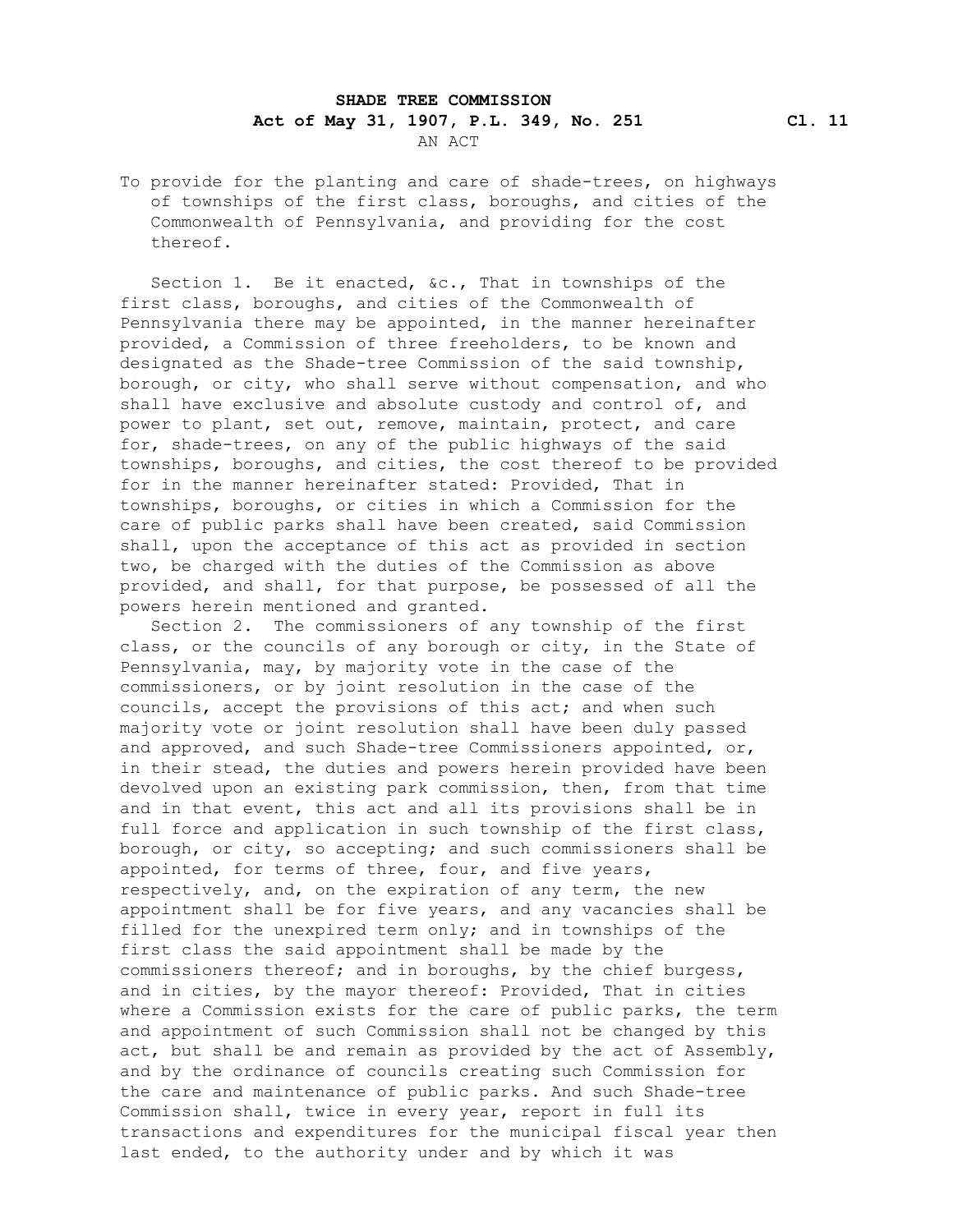**SHADE TREE COMMISSION**
**Act of May 31, 1907, P.L. 349, No. 251** **Cl. 11**

AN ACT

To provide for the planting and care of shade-trees, on highways of townships of the first class, boroughs, and cities of the Commonwealth of Pennsylvania, and providing for the cost thereof.

Section 1. Be it enacted, &c., That in townships of the first class, boroughs, and cities of the Commonwealth of Pennsylvania there may be appointed, in the manner hereinafter provided, a Commission of three freeholders, to be known and designated as the Shade-tree Commission of the said township, borough, or city, who shall serve without compensation, and who shall have exclusive and absolute custody and control of, and power to plant, set out, remove, maintain, protect, and care for, shade-trees, on any of the public highways of the said townships, boroughs, and cities, the cost thereof to be provided for in the manner hereinafter stated: Provided, That in townships, boroughs, or cities in which a Commission for the care of public parks shall have been created, said Commission shall, upon the acceptance of this act as provided in section two, be charged with the duties of the Commission as above provided, and shall, for that purpose, be possessed of all the powers herein mentioned and granted.

Section 2. The commissioners of any township of the first class, or the councils of any borough or city, in the State of Pennsylvania, may, by majority vote in the case of the commissioners, or by joint resolution in the case of the councils, accept the provisions of this act; and when such majority vote or joint resolution shall have been duly passed and approved, and such Shade-tree Commissioners appointed, or, in their stead, the duties and powers herein provided have been devolved upon an existing park commission, then, from that time and in that event, this act and all its provisions shall be in full force and application in such township of the first class, borough, or city, so accepting; and such commissioners shall be appointed, for terms of three, four, and five years, respectively, and, on the expiration of any term, the new appointment shall be for five years, and any vacancies shall be filled for the unexpired term only; and in townships of the first class the said appointment shall be made by the commissioners thereof; and in boroughs, by the chief burgess, and in cities, by the mayor thereof: Provided, That in cities where a Commission exists for the care of public parks, the term and appointment of such Commission shall not be changed by this act, but shall be and remain as provided by the act of Assembly, and by the ordinance of councils creating such Commission for the care and maintenance of public parks. And such Shade-tree Commission shall, twice in every year, report in full its transactions and expenditures for the municipal fiscal year then last ended, to the authority under and by which it was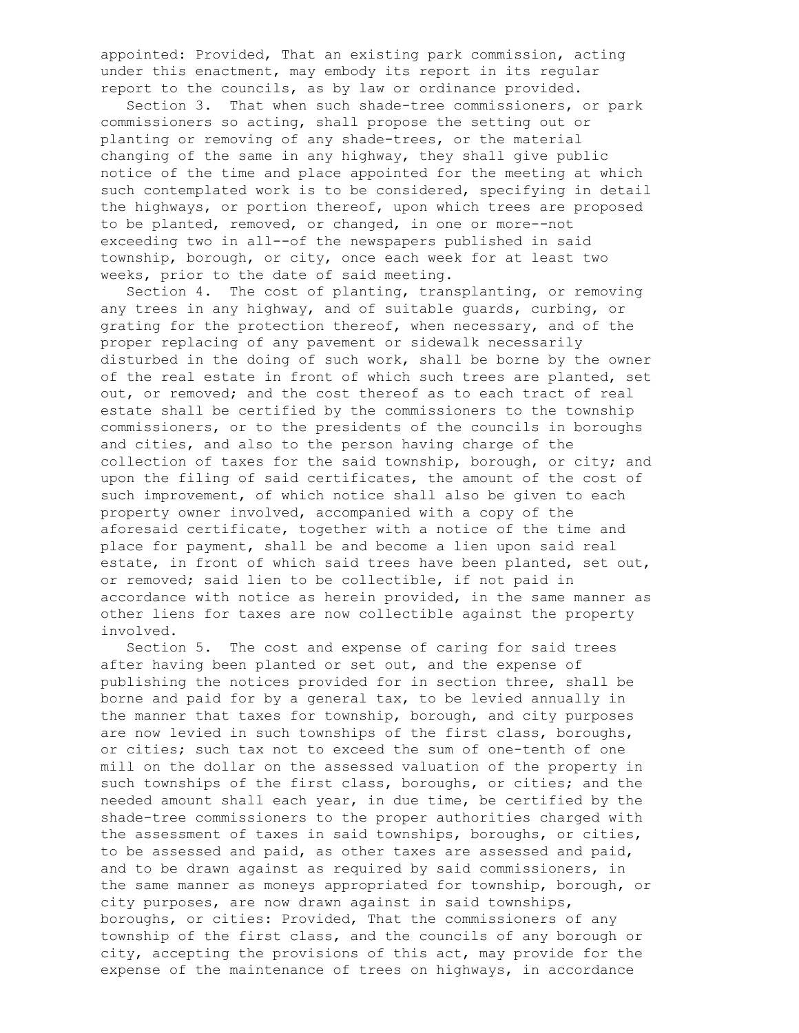appointed: Provided, That an existing park commission, acting under this enactment, may embody its report in its regular report to the councils, as by law or ordinance provided.

Section 3. That when such shade-tree commissioners, or park commissioners so acting, shall propose the setting out or planting or removing of any shade-trees, or the material changing of the same in any highway, they shall give public notice of the time and place appointed for the meeting at which such contemplated work is to be considered, specifying in detail the highways, or portion thereof, upon which trees are proposed to be planted, removed, or changed, in one or more--not exceeding two in all--of the newspapers published in said township, borough, or city, once each week for at least two weeks, prior to the date of said meeting.

Section 4. The cost of planting, transplanting, or removing any trees in any highway, and of suitable guards, curbing, or grating for the protection thereof, when necessary, and of the proper replacing of any pavement or sidewalk necessarily disturbed in the doing of such work, shall be borne by the owner of the real estate in front of which such trees are planted, set out, or removed; and the cost thereof as to each tract of real estate shall be certified by the commissioners to the township commissioners, or to the presidents of the councils in boroughs and cities, and also to the person having charge of the collection of taxes for the said township, borough, or city; and upon the filing of said certificates, the amount of the cost of such improvement, of which notice shall also be given to each property owner involved, accompanied with a copy of the aforesaid certificate, together with a notice of the time and place for payment, shall be and become a lien upon said real estate, in front of which said trees have been planted, set out, or removed; said lien to be collectible, if not paid in accordance with notice as herein provided, in the same manner as other liens for taxes are now collectible against the property involved.

Section 5. The cost and expense of caring for said trees after having been planted or set out, and the expense of publishing the notices provided for in section three, shall be borne and paid for by a general tax, to be levied annually in the manner that taxes for township, borough, and city purposes are now levied in such townships of the first class, boroughs, or cities; such tax not to exceed the sum of one-tenth of one mill on the dollar on the assessed valuation of the property in such townships of the first class, boroughs, or cities; and the needed amount shall each year, in due time, be certified by the shade-tree commissioners to the proper authorities charged with the assessment of taxes in said townships, boroughs, or cities, to be assessed and paid, as other taxes are assessed and paid, and to be drawn against as required by said commissioners, in the same manner as moneys appropriated for township, borough, or city purposes, are now drawn against in said townships, boroughs, or cities: Provided, That the commissioners of any township of the first class, and the councils of any borough or city, accepting the provisions of this act, may provide for the expense of the maintenance of trees on highways, in accordance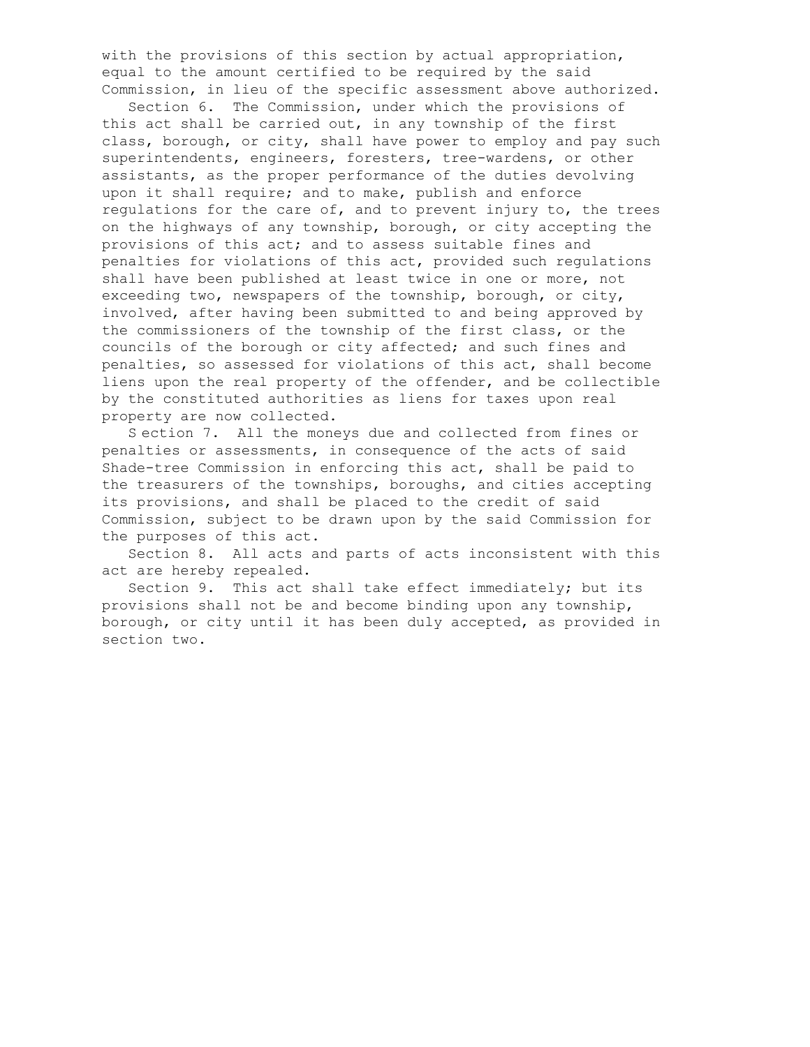with the provisions of this section by actual appropriation, equal to the amount certified to be required by the said Commission, in lieu of the specific assessment above authorized.

Section 6. The Commission, under which the provisions of this act shall be carried out, in any township of the first class, borough, or city, shall have power to employ and pay such superintendents, engineers, foresters, tree-wardens, or other assistants, as the proper performance of the duties devolving upon it shall require; and to make, publish and enforce regulations for the care of, and to prevent injury to, the trees on the highways of any township, borough, or city accepting the provisions of this act; and to assess suitable fines and penalties for violations of this act, provided such regulations shall have been published at least twice in one or more, not exceeding two, newspapers of the township, borough, or city, involved, after having been submitted to and being approved by the commissioners of the township of the first class, or the councils of the borough or city affected; and such fines and penalties, so assessed for violations of this act, shall become liens upon the real property of the offender, and be collectible by the constituted authorities as liens for taxes upon real property are now collected.

S ection 7. All the moneys due and collected from fines or penalties or assessments, in consequence of the acts of said Shade-tree Commission in enforcing this act, shall be paid to the treasurers of the townships, boroughs, and cities accepting its provisions, and shall be placed to the credit of said Commission, subject to be drawn upon by the said Commission for the purposes of this act.

Section 8. All acts and parts of acts inconsistent with this act are hereby repealed.

Section 9. This act shall take effect immediately; but its provisions shall not be and become binding upon any township, borough, or city until it has been duly accepted, as provided in section two.